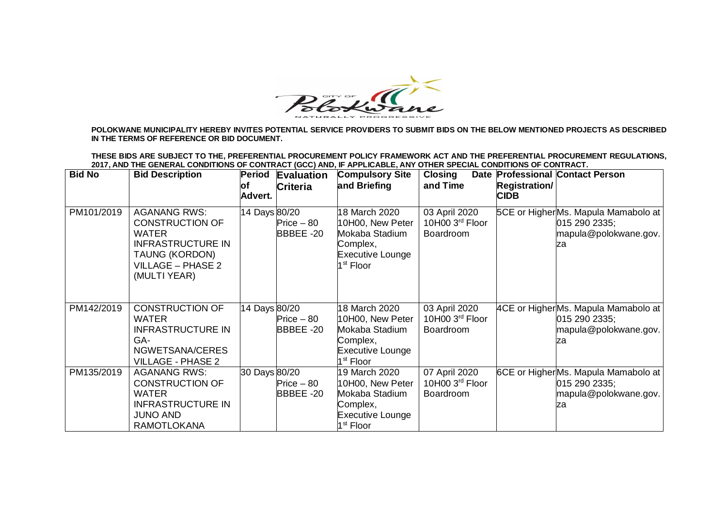**POLOKWANE MUNICIPALITY HEREBY INVITES POTENTIAL SERVICE PROVIDERS TO SUBMIT BIDS ON THE BELOW MENTIONED PROJECTS AS DESCRIBED IN THE TERMS OF REFERENCE OR BID DOCUMENT.**

**THESE BIDS ARE SUBJECT TO THE, PREFERENTIAL PROCUREMENT POLICY FRAMEWORK ACT AND THE PREFERENTIAL PROCUREMENT REGULATIONS, 2017, AND THE GENERAL CONDITIONS OF CONTRACT (GCC) AND, IF APPLICABLE, ANY OTHER SPECIAL CONDITIONS OF CONTRACT.**

| Bid No | Bid Description | Period of Advert. | Evaluation Criteria | Compulsory Site and Briefing | Closing Date and Time | Professional Registration/ CIDB | Contact Person |
|---|---|---|---|---|---|---|---|
| PM101/2019 | AGANANG RWS: CONSTRUCTION OF WATER INFRASTRUCTURE IN TAUNG (KORDON) VILLAGE – PHASE 2 (MULTI YEAR) | 14 Days | 80/20 Price – 80 BBBEE -20 | 18 March 2020 10H00, New Peter Mokaba Stadium Complex, Executive Lounge 1st Floor | 03 April 2020 10H00 3rd Floor Boardroom | 5CE or Higher | Ms. Mapula Mamabolo at 015 290 2335; mapula@polokwane.gov.za |
| PM142/2019 | CONSTRUCTION OF WATER INFRASTRUCTURE IN GA-NGWETSANA/CERES VILLAGE - PHASE 2 | 14 Days | 80/20 Price – 80 BBBEE -20 | 18 March 2020 10H00, New Peter Mokaba Stadium Complex, Executive Lounge 1st Floor | 03 April 2020 10H00 3rd Floor Boardroom | 4CE or Higher | Ms. Mapula Mamabolo at 015 290 2335; mapula@polokwane.gov.za |
| PM135/2019 | AGANANG RWS: CONSTRUCTION OF WATER INFRASTRUCTURE IN JUNO AND RAMOTLOKANA | 30 Days | 80/20 Price – 80 BBBEE -20 | 19 March 2020 10H00, New Peter Mokaba Stadium Complex, Executive Lounge 1st Floor | 07 April 2020 10H00 3rd Floor Boardroom | 6CE or Higher | Ms. Mapula Mamabolo at 015 290 2335; mapula@polokwane.gov.za |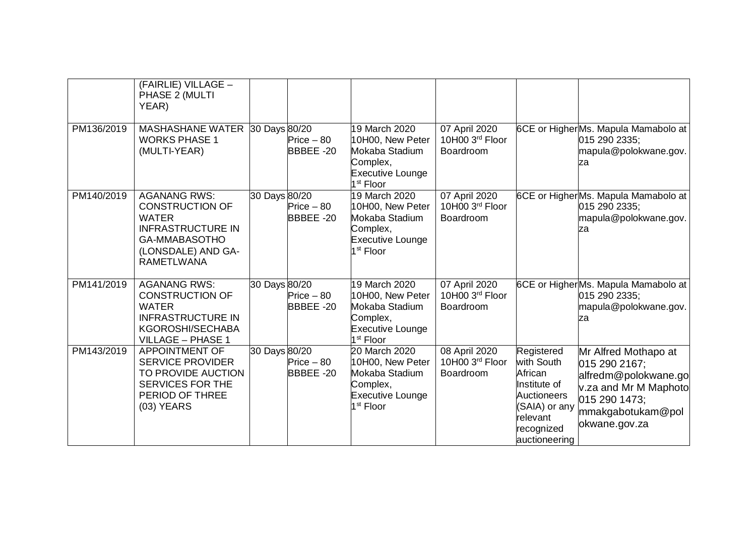| | (FAIRLIE) VILLAGE – PHASE 2 (MULTI YEAR) | | | | | | |
|---|---|---|---|---|---|---|---|
| PM136/2019 | MASHASHANE WATER WORKS PHASE 1 (MULTI-YEAR) | 30 Days | 80/20 Price – 80 BBBEE -20 | 19 March 2020 10H00, New Peter Mokaba Stadium Complex, Executive Lounge 1st Floor | 07 April 2020 10H00 3rd Floor Boardroom | 6CE or Higher | Ms. Mapula Mamabolo at 015 290 2335; mapula@polokwane.gov.za |
| PM140/2019 | AGANANG RWS: CONSTRUCTION OF WATER INFRASTRUCTURE IN GA-MMABASOTHO (LONSDALE) AND GA-RAMETLWANA | 30 Days | 80/20 Price – 80 BBBEE -20 | 19 March 2020 10H00, New Peter Mokaba Stadium Complex, Executive Lounge 1st Floor | 07 April 2020 10H00 3rd Floor Boardroom | 6CE or Higher | Ms. Mapula Mamabolo at 015 290 2335; mapula@polokwane.gov.za |
| PM141/2019 | AGANANG RWS: CONSTRUCTION OF WATER INFRASTRUCTURE IN KGOROSHI/SECHABA VILLAGE – PHASE 1 | 30 Days | 80/20 Price – 80 BBBEE -20 | 19 March 2020 10H00, New Peter Mokaba Stadium Complex, Executive Lounge 1st Floor | 07 April 2020 10H00 3rd Floor Boardroom | 6CE or Higher | Ms. Mapula Mamabolo at 015 290 2335; mapula@polokwane.gov.za |
| PM143/2019 | APPOINTMENT OF SERVICE PROVIDER TO PROVIDE AUCTION SERVICES FOR THE PERIOD OF THREE (03) YEARS | 30 Days | 80/20 Price – 80 BBBEE -20 | 20 March 2020 10H00, New Peter Mokaba Stadium Complex, Executive Lounge 1st Floor | 08 April 2020 10H00 3rd Floor Boardroom | Registered with South African Institute of Auctioneers (SAIA) or any relevant recognized auctioneering | Mr Alfred Mothapo at 015 290 2167; alfredm@polokwane.gov.za and Mr M Maphoto 015 290 1473; mmakgabotukam@polokwane.gov.za |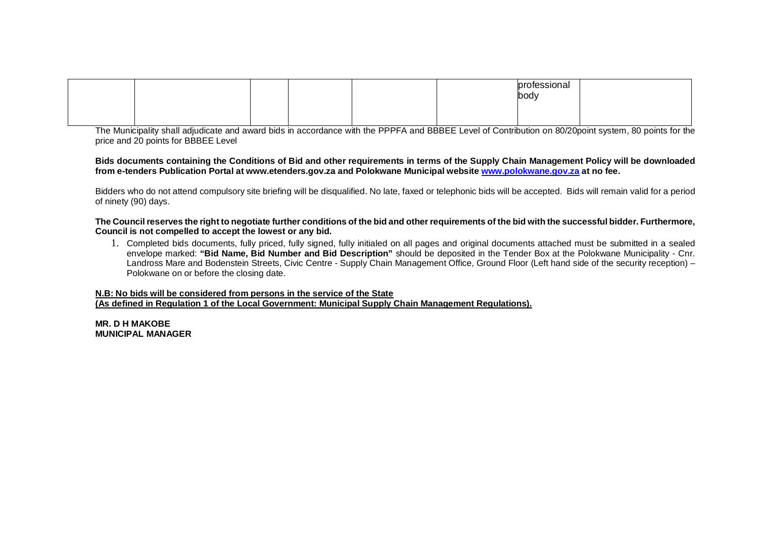| | | | | | | | |
|---|---|---|---|---|---|---|---|
| | | | | | | professional body | |

The Municipality shall adjudicate and award bids in accordance with the PPPFA and BBBEE Level of Contribution on 80/20point system, 80 points for the price and 20 points for BBBEE Level

**Bids documents containing the Conditions of Bid and other requirements in terms of the Supply Chain Management Policy will be downloaded from e-tenders Publication Portal at www.etenders.gov.za and Polokwane Municipal website [www.polokwane.gov.za](http://www.polokwane.gov.za) at no fee.**

Bidders who do not attend compulsory site briefing will be disqualified. No late, faxed or telephonic bids will be accepted. Bids will remain valid for a period of ninety (90) days.

**The Council reserves the right to negotiate further conditions of the bid and other requirements of the bid with the successful bidder. Furthermore, Council is not compelled to accept the lowest or any bid.**

1. Completed bids documents, fully priced, fully signed, fully initialed on all pages and original documents attached must be submitted in a sealed envelope marked: **"Bid Name, Bid Number and Bid Description"** should be deposited in the Tender Box at the Polokwane Municipality - Cnr. Landross Mare and Bodenstein Streets, Civic Centre - Supply Chain Management Office, Ground Floor (Left hand side of the security reception) – Polokwane on or before the closing date.

**N.B: No bids will be considered from persons in the service of the State**
**(As defined in Regulation 1 of the Local Government: Municipal Supply Chain Management Regulations).**

**MR. D H MAKOBE**
**MUNICIPAL MANAGER**